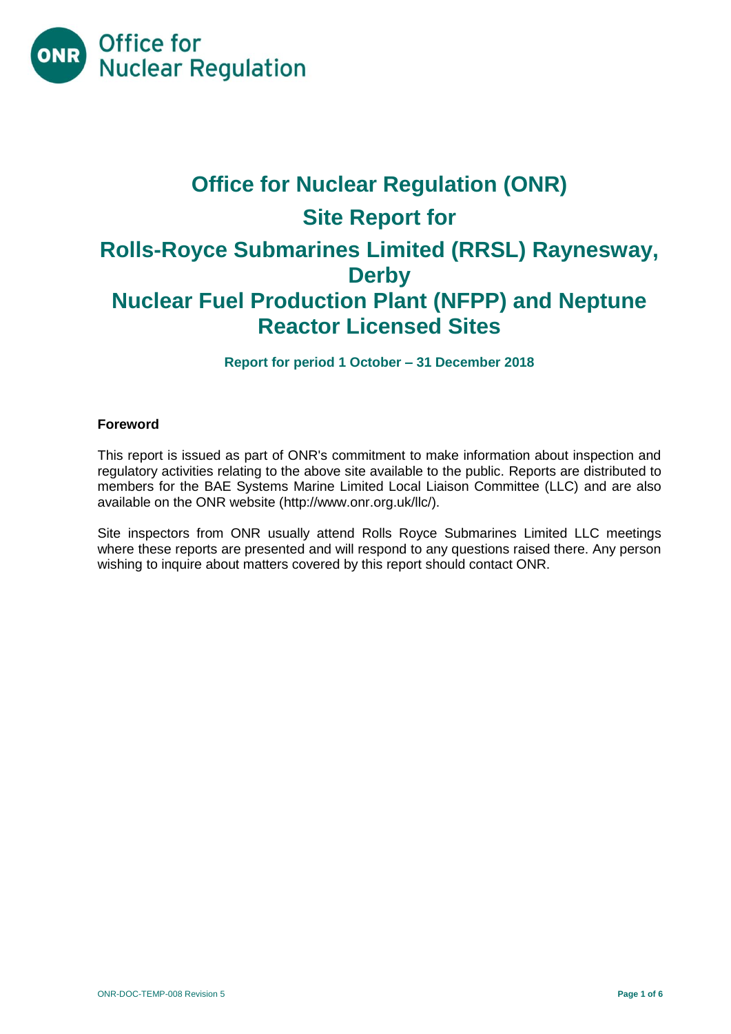Office for Nuclear Regulation

# Office for Nuclear Regulation (ONR)

# Site Report for

# Rolls-Royce Submarines Limited (RRSL) Raynesway, Derby

# Nuclear Fuel Production Plant (NFPP) and Neptune Reactor Licensed Sites

**Report for period 1 October – 31 December 2018**

### Foreword

This report is issued as part of ONR's commitment to make information about inspection and regulatory activities relating to the above site available to the public. Reports are distributed to members for the BAE Systems Marine Limited Local Liaison Committee (LLC) and are also available on the ONR website (http://www.onr.org.uk/llc/).

Site inspectors from ONR usually attend Rolls Royce Submarines Limited LLC meetings where these reports are presented and will respond to any questions raised there. Any person wishing to inquire about matters covered by this report should contact ONR.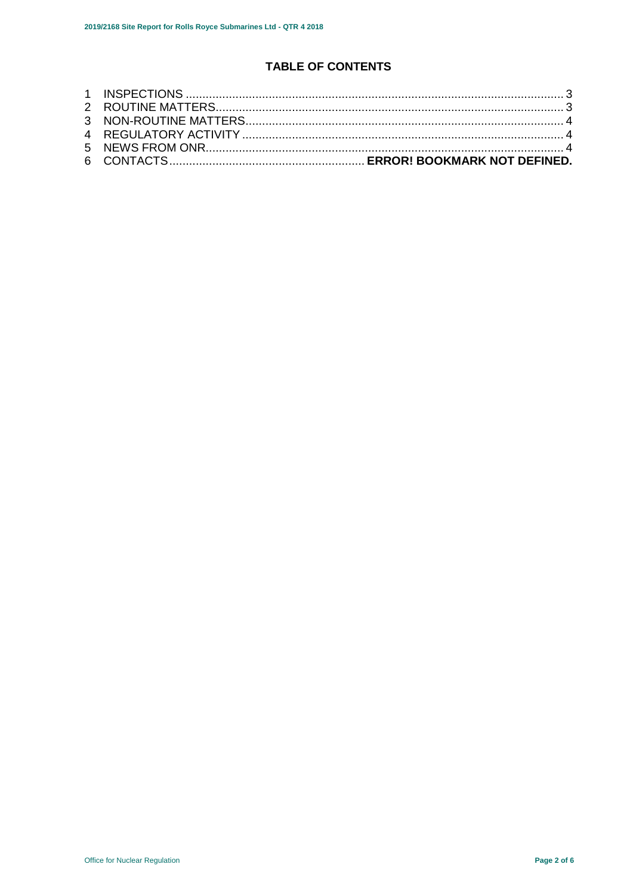## TABLE OF CONTENTS

1 INSPECTIONS ........................................................................................................... 3
2 ROUTINE MATTERS.................................................................................................. 3
3 NON-ROUTINE MATTERS.......................................................................................... 4
4 REGULATORY ACTIVITY .......................................................................................... 4
5 NEWS FROM ONR...................................................................................................... 4
6 CONTACTS.......................................................... **ERROR! BOOKMARK NOT DEFINED.**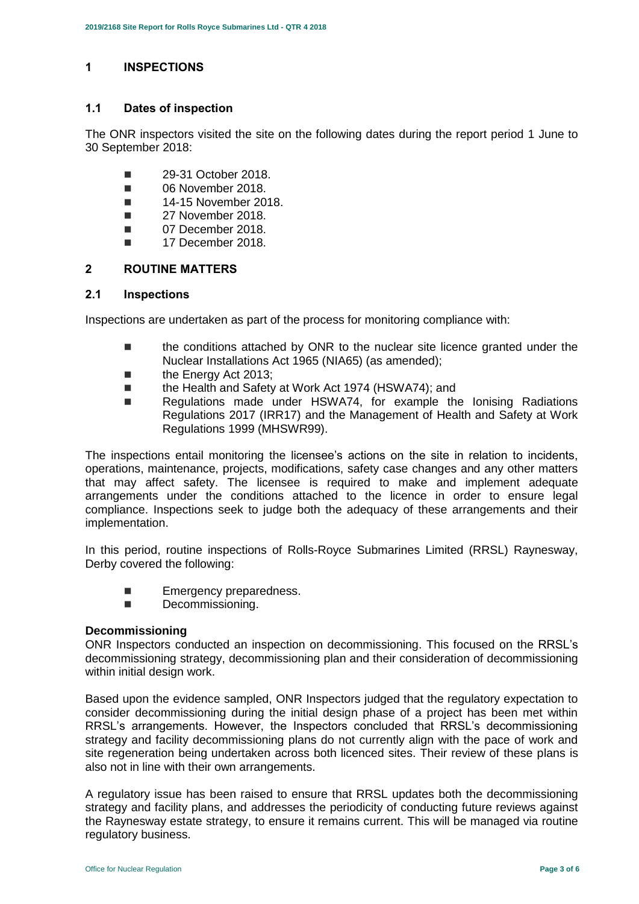## 1 INSPECTIONS

### 1.1 Dates of inspection

The ONR inspectors visited the site on the following dates during the report period 1 June to 30 September 2018:

- 29-31 October 2018.
- 06 November 2018.
- 14-15 November 2018.
- 27 November 2018.
- 07 December 2018.
- 17 December 2018.

## 2 ROUTINE MATTERS

### 2.1 Inspections

Inspections are undertaken as part of the process for monitoring compliance with:

- the conditions attached by ONR to the nuclear site licence granted under the Nuclear Installations Act 1965 (NIA65) (as amended);
- the Energy Act 2013;
- the Health and Safety at Work Act 1974 (HSWA74); and
- Regulations made under HSWA74, for example the Ionising Radiations Regulations 2017 (IRR17) and the Management of Health and Safety at Work Regulations 1999 (MHSWR99).

The inspections entail monitoring the licensee's actions on the site in relation to incidents, operations, maintenance, projects, modifications, safety case changes and any other matters that may affect safety. The licensee is required to make and implement adequate arrangements under the conditions attached to the licence in order to ensure legal compliance. Inspections seek to judge both the adequacy of these arrangements and their implementation.

In this period, routine inspections of Rolls-Royce Submarines Limited (RRSL) Raynesway, Derby covered the following:

- Emergency preparedness.
- Decommissioning.

**Decommissioning**

ONR Inspectors conducted an inspection on decommissioning. This focused on the RRSL's decommissioning strategy, decommissioning plan and their consideration of decommissioning within initial design work.

Based upon the evidence sampled, ONR Inspectors judged that the regulatory expectation to consider decommissioning during the initial design phase of a project has been met within RRSL's arrangements. However, the Inspectors concluded that RRSL's decommissioning strategy and facility decommissioning plans do not currently align with the pace of work and site regeneration being undertaken across both licenced sites. Their review of these plans is also not in line with their own arrangements.

A regulatory issue has been raised to ensure that RRSL updates both the decommissioning strategy and facility plans, and addresses the periodicity of conducting future reviews against the Raynesway estate strategy, to ensure it remains current. This will be managed via routine regulatory business.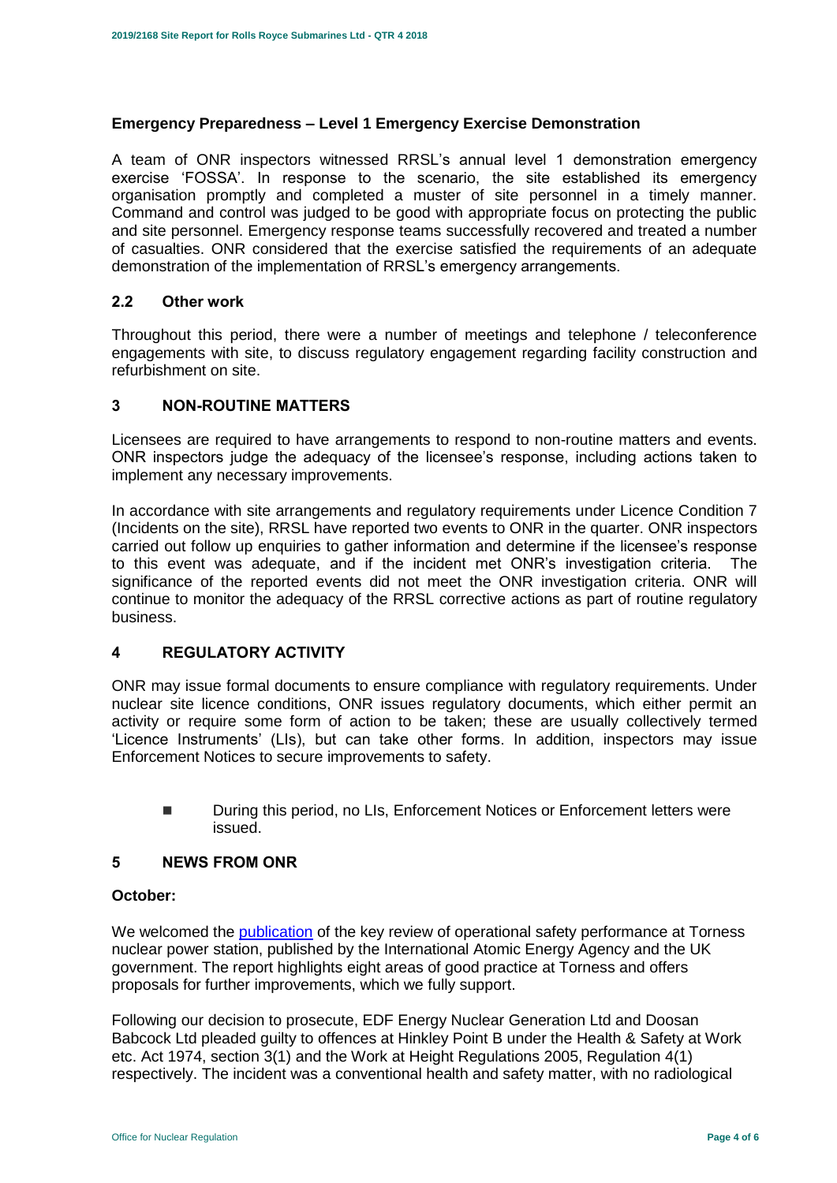### Emergency Preparedness – Level 1 Emergency Exercise Demonstration

A team of ONR inspectors witnessed RRSL's annual level 1 demonstration emergency exercise 'FOSSA'. In response to the scenario, the site established its emergency organisation promptly and completed a muster of site personnel in a timely manner. Command and control was judged to be good with appropriate focus on protecting the public and site personnel. Emergency response teams successfully recovered and treated a number of casualties. ONR considered that the exercise satisfied the requirements of an adequate demonstration of the implementation of RRSL's emergency arrangements.

## 2.2 Other work

Throughout this period, there were a number of meetings and telephone / teleconference engagements with site, to discuss regulatory engagement regarding facility construction and refurbishment on site.

# 3 NON-ROUTINE MATTERS

Licensees are required to have arrangements to respond to non-routine matters and events. ONR inspectors judge the adequacy of the licensee's response, including actions taken to implement any necessary improvements.

In accordance with site arrangements and regulatory requirements under Licence Condition 7 (Incidents on the site), RRSL have reported two events to ONR in the quarter. ONR inspectors carried out follow up enquiries to gather information and determine if the licensee's response to this event was adequate, and if the incident met ONR's investigation criteria. The significance of the reported events did not meet the ONR investigation criteria. ONR will continue to monitor the adequacy of the RRSL corrective actions as part of routine regulatory business.

# 4 REGULATORY ACTIVITY

ONR may issue formal documents to ensure compliance with regulatory requirements. Under nuclear site licence conditions, ONR issues regulatory documents, which either permit an activity or require some form of action to be taken; these are usually collectively termed 'Licence Instruments' (LIs), but can take other forms. In addition, inspectors may issue Enforcement Notices to secure improvements to safety.

- During this period, no LIs, Enforcement Notices or Enforcement letters were issued.

# 5 NEWS FROM ONR

### October:

We welcomed the publication of the key review of operational safety performance at Torness nuclear power station, published by the International Atomic Energy Agency and the UK government. The report highlights eight areas of good practice at Torness and offers proposals for further improvements, which we fully support.

Following our decision to prosecute, EDF Energy Nuclear Generation Ltd and Doosan Babcock Ltd pleaded guilty to offences at Hinkley Point B under the Health & Safety at Work etc. Act 1974, section 3(1) and the Work at Height Regulations 2005, Regulation 4(1) respectively. The incident was a conventional health and safety matter, with no radiological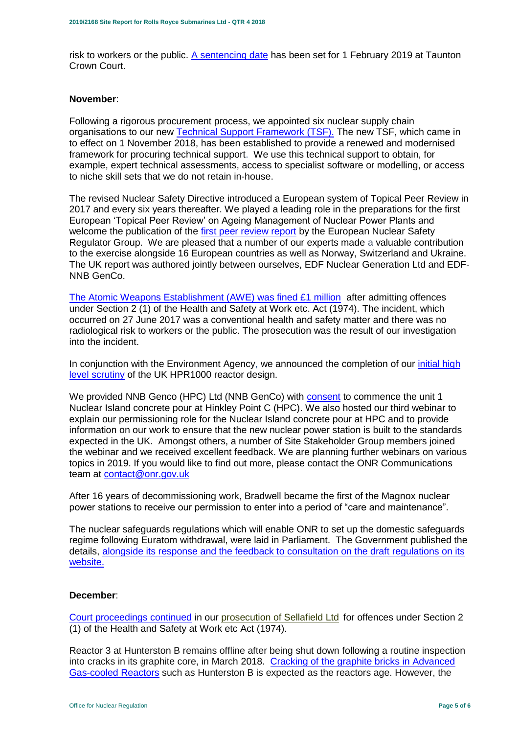risk to workers or the public. A sentencing date has been set for 1 February 2019 at Taunton Crown Court.

**November**:

Following a rigorous procurement process, we appointed six nuclear supply chain organisations to our new Technical Support Framework (TSF). The new TSF, which came in to effect on 1 November 2018, has been established to provide a renewed and modernised framework for procuring technical support. We use this technical support to obtain, for example, expert technical assessments, access to specialist software or modelling, or access to niche skill sets that we do not retain in-house.

The revised Nuclear Safety Directive introduced a European system of Topical Peer Review in 2017 and every six years thereafter. We played a leading role in the preparations for the first European 'Topical Peer Review' on Ageing Management of Nuclear Power Plants and welcome the publication of the first peer review report by the European Nuclear Safety Regulator Group. We are pleased that a number of our experts made a valuable contribution to the exercise alongside 16 European countries as well as Norway, Switzerland and Ukraine. The UK report was authored jointly between ourselves, EDF Nuclear Generation Ltd and EDF-NNB GenCo.

The Atomic Weapons Establishment (AWE) was fined £1 million after admitting offences under Section 2 (1) of the Health and Safety at Work etc. Act (1974). The incident, which occurred on 27 June 2017 was a conventional health and safety matter and there was no radiological risk to workers or the public. The prosecution was the result of our investigation into the incident.

In conjunction with the Environment Agency, we announced the completion of our initial high level scrutiny of the UK HPR1000 reactor design.

We provided NNB Genco (HPC) Ltd (NNB GenCo) with consent to commence the unit 1 Nuclear Island concrete pour at Hinkley Point C (HPC). We also hosted our third webinar to explain our permissioning role for the Nuclear Island concrete pour at HPC and to provide information on our work to ensure that the new nuclear power station is built to the standards expected in the UK. Amongst others, a number of Site Stakeholder Group members joined the webinar and we received excellent feedback. We are planning further webinars on various topics in 2019. If you would like to find out more, please contact the ONR Communications team at contact@onr.gov.uk

After 16 years of decommissioning work, Bradwell became the first of the Magnox nuclear power stations to receive our permission to enter into a period of "care and maintenance".

The nuclear safeguards regulations which will enable ONR to set up the domestic safeguards regime following Euratom withdrawal, were laid in Parliament. The Government published the details, alongside its response and the feedback to consultation on the draft regulations on its website.

**December**:

Court proceedings continued in our prosecution of Sellafield Ltd for offences under Section 2 (1) of the Health and Safety at Work etc Act (1974).

Reactor 3 at Hunterston B remains offline after being shut down following a routine inspection into cracks in its graphite core, in March 2018. Cracking of the graphite bricks in Advanced Gas-cooled Reactors such as Hunterston B is expected as the reactors age. However, the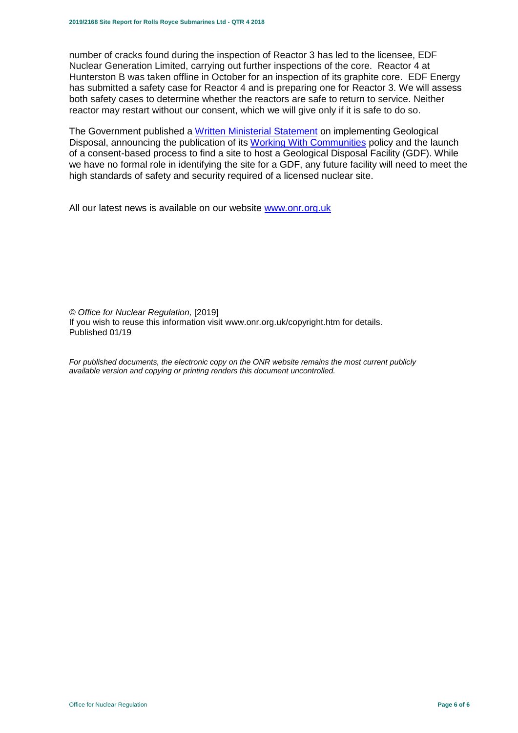number of cracks found during the inspection of Reactor 3 has led to the licensee, EDF Nuclear Generation Limited, carrying out further inspections of the core. Reactor 4 at Hunterston B was taken offline in October for an inspection of its graphite core. EDF Energy has submitted a safety case for Reactor 4 and is preparing one for Reactor 3. We will assess both safety cases to determine whether the reactors are safe to return to service. Neither reactor may restart without our consent, which we will give only if it is safe to do so.

The Government published a Written Ministerial Statement on implementing Geological Disposal, announcing the publication of its Working With Communities policy and the launch of a consent-based process to find a site to host a Geological Disposal Facility (GDF). While we have no formal role in identifying the site for a GDF, any future facility will need to meet the high standards of safety and security required of a licensed nuclear site.

All our latest news is available on our website www.onr.org.uk

© *Office for Nuclear Regulation,* [2019]
If you wish to reuse this information visit www.onr.org.uk/copyright.htm for details.
Published 01/19

*For published documents, the electronic copy on the ONR website remains the most current publicly available version and copying or printing renders this document uncontrolled.*